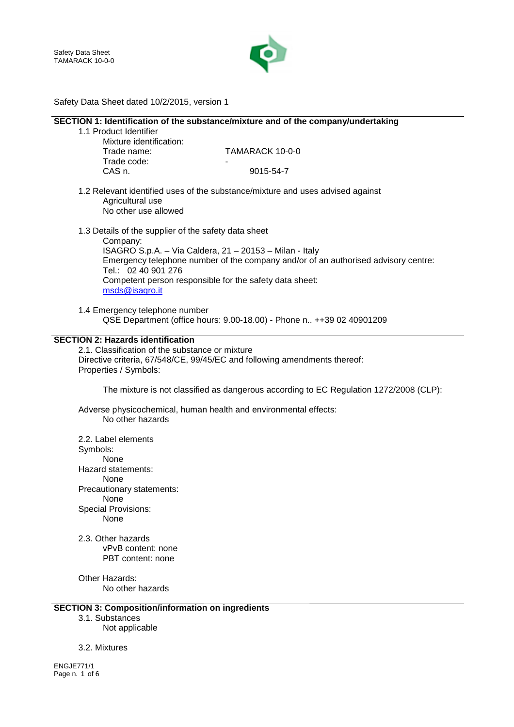Safety Data Sheet dated 10/2/2015, version 1

## SECTION 1: Identification of the substance/mixture and of the company/undertaking

1.1 Product Identifier

Mixture identification:

| | |
|---|---|
| Trade name: | TAMARACK 10-0-0 |
| Trade code: | - |
| CAS n. | 9015-54-7 |

1.2 Relevant identified uses of the substance/mixture and uses advised against

Agricultural use
No other use allowed

1.3 Details of the supplier of the safety data sheet

Company:
ISAGRO S.p.A. – Via Caldera, 21 – 20153 – Milan - Italy
Emergency telephone number of the company and/or of an authorised advisory centre:
Tel.: 02 40 901 276
Competent person responsible for the safety data sheet:
msds@isagro.it

1.4 Emergency telephone number

QSE Department (office hours: 9.00-18.00) - Phone n.. ++39 02 40901209

## SECTION 2: Hazards identification

2.1. Classification of the substance or mixture
Directive criteria, 67/548/CE, 99/45/EC and following amendments thereof:
Properties / Symbols:

The mixture is not classified as dangerous according to EC Regulation 1272/2008 (CLP):

Adverse physicochemical, human health and environmental effects:
No other hazards

2.2. Label elements
Symbols:
None
Hazard statements:
None
Precautionary statements:
None
Special Provisions:
None

2.3. Other hazards
vPvB content: none
PBT content: none

Other Hazards:
No other hazards

## SECTION 3: Composition/information on ingredients

3.1. Substances
Not applicable

3.2. Mixtures

ENGJE771/1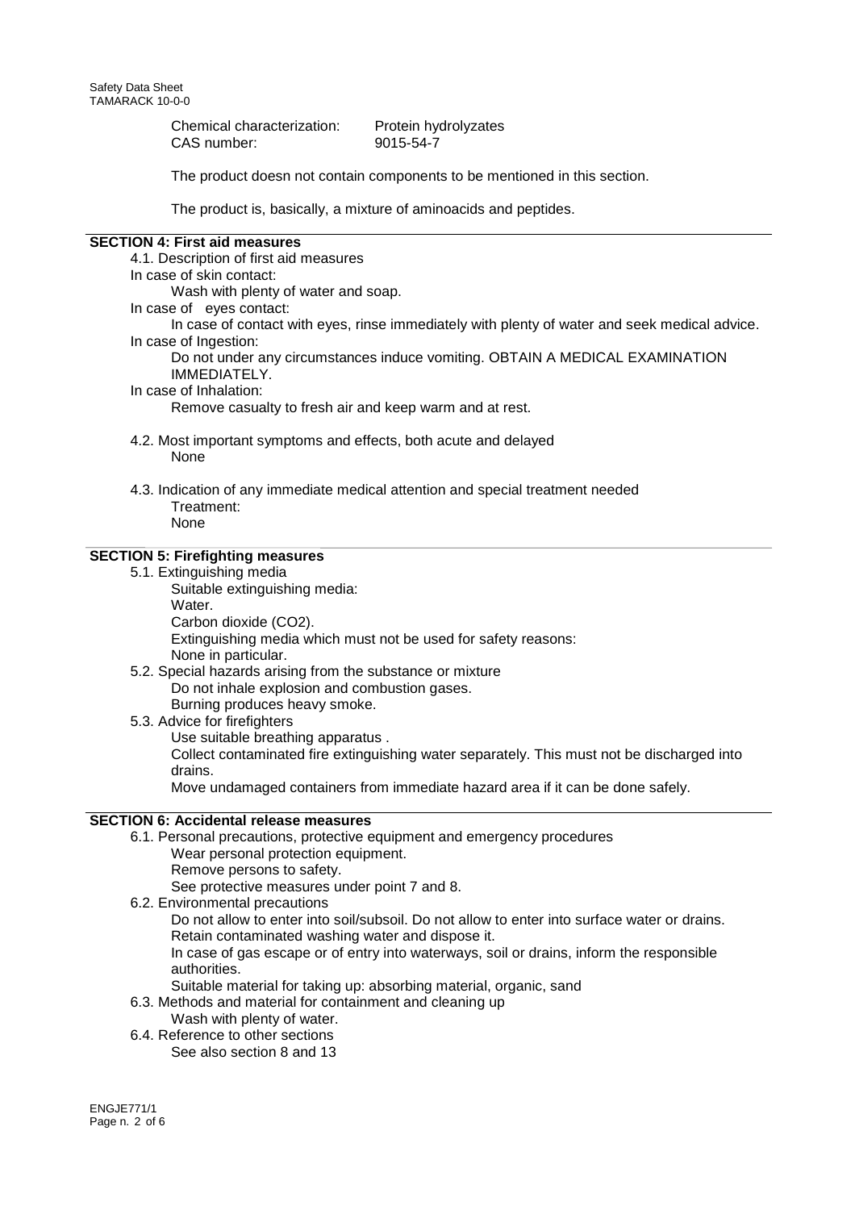Chemical characterization: Protein hydrolyzates
CAS number: 9015-54-7

The product doesn not contain components to be mentioned in this section.

The product is, basically, a mixture of aminoacids and peptides.

## SECTION 4: First aid measures

4.1. Description of first aid measures

In case of skin contact:

Wash with plenty of water and soap.

In case of eyes contact:

In case of contact with eyes, rinse immediately with plenty of water and seek medical advice.

In case of Ingestion:

Do not under any circumstances induce vomiting. OBTAIN A MEDICAL EXAMINATION IMMEDIATELY.

In case of Inhalation:

Remove casualty to fresh air and keep warm and at rest.

4.2. Most important symptoms and effects, both acute and delayed

None

4.3. Indication of any immediate medical attention and special treatment needed

Treatment:

None

## SECTION 5: Firefighting measures

5.1. Extinguishing media

Suitable extinguishing media:

Water.

Carbon dioxide ($CO_2$).

Extinguishing media which must not be used for safety reasons:

None in particular.

5.2. Special hazards arising from the substance or mixture

Do not inhale explosion and combustion gases.

Burning produces heavy smoke.

5.3. Advice for firefighters

Use suitable breathing apparatus .

Collect contaminated fire extinguishing water separately. This must not be discharged into drains.

Move undamaged containers from immediate hazard area if it can be done safely.

## SECTION 6: Accidental release measures

6.1. Personal precautions, protective equipment and emergency procedures

Wear personal protection equipment.

Remove persons to safety.

See protective measures under point 7 and 8.

6.2. Environmental precautions

Do not allow to enter into soil/subsoil. Do not allow to enter into surface water or drains.

Retain contaminated washing water and dispose it.

In case of gas escape or of entry into waterways, soil or drains, inform the responsible authorities.

Suitable material for taking up: absorbing material, organic, sand

6.3. Methods and material for containment and cleaning up

Wash with plenty of water.

6.4. Reference to other sections

See also section 8 and 13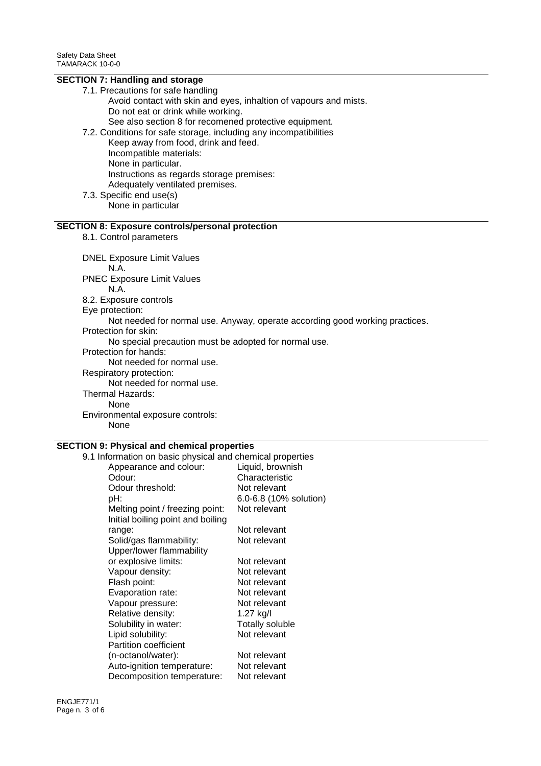## SECTION 7: Handling and storage

7.1. Precautions for safe handling

Avoid contact with skin and eyes, inhaltion of vapours and mists.
Do not eat or drink while working.
See also section 8 for recomened protective equipment.

7.2. Conditions for safe storage, including any incompatibilities

Keep away from food, drink and feed.
Incompatible materials:
None in particular.
Instructions as regards storage premises:
Adequately ventilated premises.

7.3. Specific end use(s)

None in particular

## SECTION 8: Exposure controls/personal protection

8.1. Control parameters

DNEL Exposure Limit Values
N.A.

PNEC Exposure Limit Values
N.A.

8.2. Exposure controls

Eye protection:
Not needed for normal use. Anyway, operate according good working practices.

Protection for skin:
No special precaution must be adopted for normal use.

Protection for hands:
Not needed for normal use.

Respiratory protection:
Not needed for normal use.

Thermal Hazards:
None

Environmental exposure controls:
None

## SECTION 9: Physical and chemical properties

9.1 Information on basic physical and chemical properties

| Property | Value |
|---|---|
| Appearance and colour: | Liquid, brownish |
| Odour: | Characteristic |
| Odour threshold: | Not relevant |
| pH: | 6.0-6.8 (10% solution) |
| Melting point / freezing point: | Not relevant |
| Initial boiling point and boiling range: | Not relevant |
| Solid/gas flammability: | Not relevant |
| Upper/lower flammability or explosive limits: | Not relevant |
| Vapour density: | Not relevant |
| Flash point: | Not relevant |
| Evaporation rate: | Not relevant |
| Vapour pressure: | Not relevant |
| Relative density: | 1.27 kg/l |
| Solubility in water: | Totally soluble |
| Lipid solubility: | Not relevant |
| Partition coefficient (n-octanol/water): | Not relevant |
| Auto-ignition temperature: | Not relevant |
| Decomposition temperature: | Not relevant |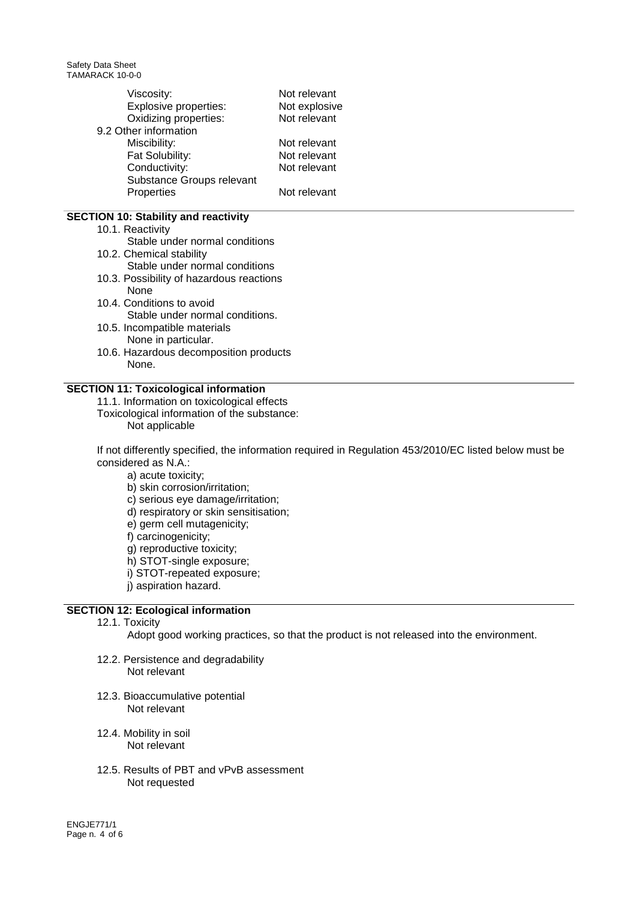| | |
|---|---|
| Viscosity: | Not relevant |
| Explosive properties: | Not explosive |
| Oxidizing properties: | Not relevant |

9.2 Other information

| | |
|---|---|
| Miscibility: | Not relevant |
| Fat Solubility: | Not relevant |
| Conductivity: | Not relevant |
| Substance Groups relevant Properties | Not relevant |

## SECTION 10: Stability and reactivity

10.1. Reactivity
Stable under normal conditions

10.2. Chemical stability
Stable under normal conditions

10.3. Possibility of hazardous reactions
None

10.4. Conditions to avoid
Stable under normal conditions.

10.5. Incompatible materials
None in particular.

10.6. Hazardous decomposition products
None.

## SECTION 11: Toxicological information

11.1. Information on toxicological effects

Toxicological information of the substance:
Not applicable

If not differently specified, the information required in Regulation 453/2010/EC listed below must be considered as N.A.:

a) acute toxicity;
b) skin corrosion/irritation;
c) serious eye damage/irritation;
d) respiratory or skin sensitisation;
e) germ cell mutagenicity;
f) carcinogenicity;
g) reproductive toxicity;
h) STOT-single exposure;
i) STOT-repeated exposure;
j) aspiration hazard.

## SECTION 12: Ecological information

12.1. Toxicity
Adopt good working practices, so that the product is not released into the environment.

12.2. Persistence and degradability
Not relevant

12.3. Bioaccumulative potential
Not relevant

12.4. Mobility in soil
Not relevant

12.5. Results of PBT and vPvB assessment
Not requested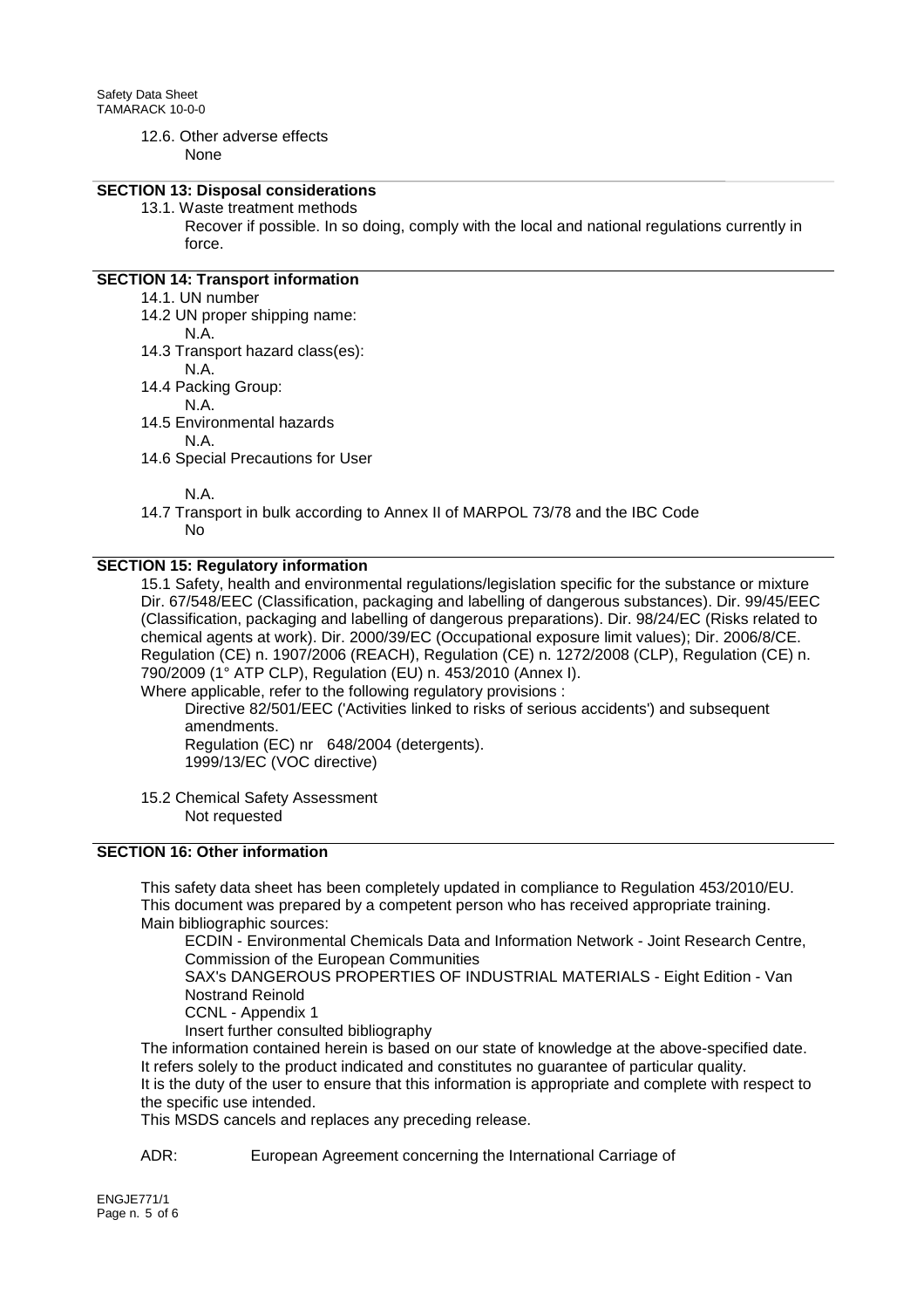12.6. Other adverse effects

None

## SECTION 13: Disposal considerations

13.1. Waste treatment methods

Recover if possible. In so doing, comply with the local and national regulations currently in force.

## SECTION 14: Transport information

14.1. UN number

14.2 UN proper shipping name:

N.A.

14.3 Transport hazard class(es):

N.A.

14.4 Packing Group:

N.A.

14.5 Environmental hazards

N.A.

14.6 Special Precautions for User

N.A.

14.7 Transport in bulk according to Annex II of MARPOL 73/78 and the IBC Code

No

## SECTION 15: Regulatory information

15.1 Safety, health and environmental regulations/legislation specific for the substance or mixture
Dir. 67/548/EEC (Classification, packaging and labelling of dangerous substances). Dir. 99/45/EEC (Classification, packaging and labelling of dangerous preparations). Dir. 98/24/EC (Risks related to chemical agents at work). Dir. 2000/39/EC (Occupational exposure limit values); Dir. 2006/8/CE. Regulation (CE) n. 1907/2006 (REACH), Regulation (CE) n. 1272/2008 (CLP), Regulation (CE) n. 790/2009 (1° ATP CLP), Regulation (EU) n. 453/2010 (Annex I).

Where applicable, refer to the following regulatory provisions :

Directive 82/501/EEC ('Activities linked to risks of serious accidents') and subsequent amendments.
Regulation (EC) nr 648/2004 (detergents).
1999/13/EC (VOC directive)

15.2 Chemical Safety Assessment

Not requested

## SECTION 16: Other information

This safety data sheet has been completely updated in compliance to Regulation 453/2010/EU.
This document was prepared by a competent person who has received appropriate training.
Main bibliographic sources:

ECDIN - Environmental Chemicals Data and Information Network - Joint Research Centre, Commission of the European Communities
SAX's DANGEROUS PROPERTIES OF INDUSTRIAL MATERIALS - Eight Edition - Van Nostrand Reinold
CCNL - Appendix 1
Insert further consulted bibliography

The information contained herein is based on our state of knowledge at the above-specified date. It refers solely to the product indicated and constitutes no guarantee of particular quality.
It is the duty of the user to ensure that this information is appropriate and complete with respect to the specific use intended.
This MSDS cancels and replaces any preceding release.

ADR: European Agreement concerning the International Carriage of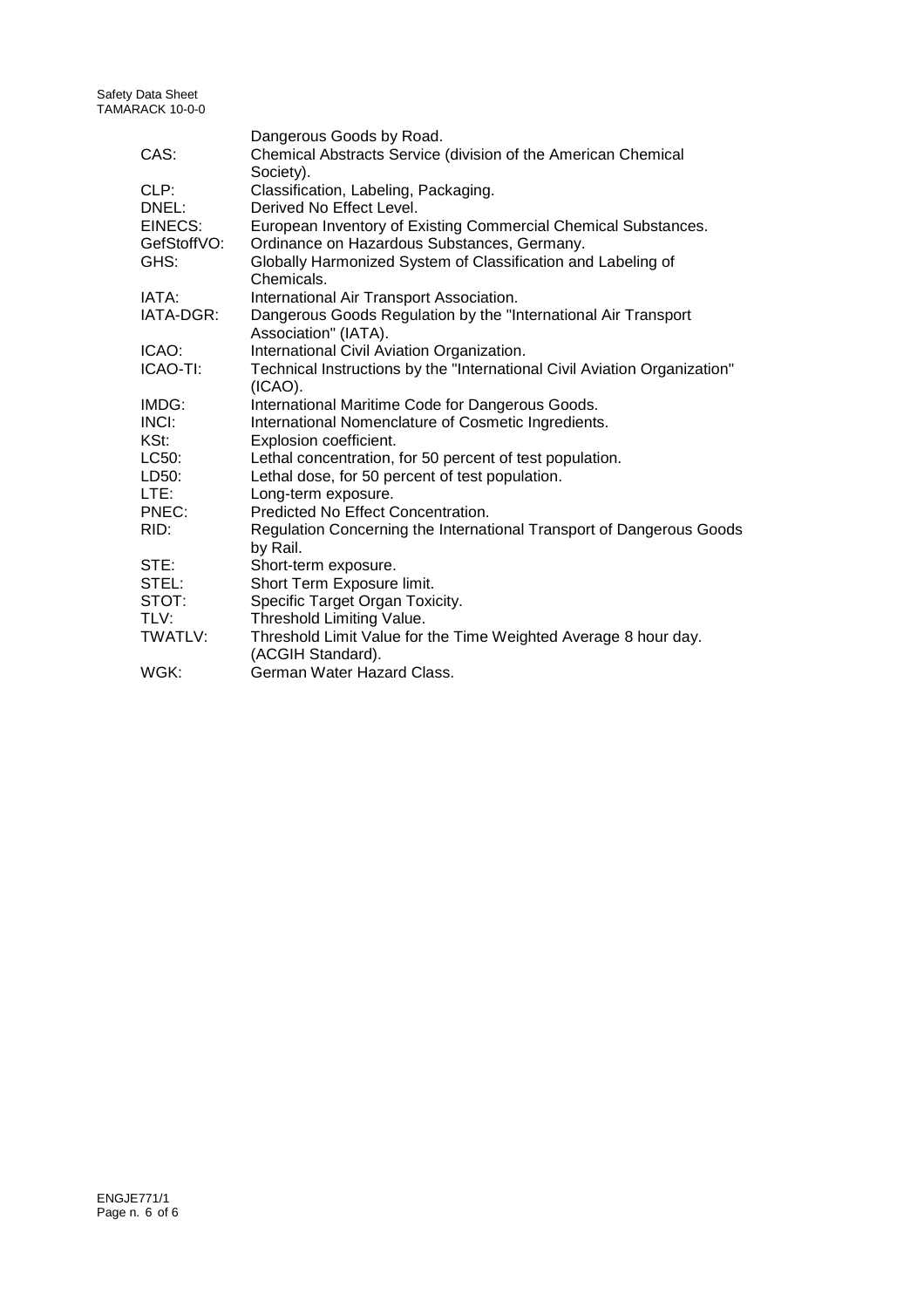Dangerous Goods by Road.

| | |
|---|---|
| CAS: | Chemical Abstracts Service (division of the American Chemical Society). |
| CLP: | Classification, Labeling, Packaging. |
| DNEL: | Derived No Effect Level. |
| EINECS: | European Inventory of Existing Commercial Chemical Substances. |
| GefStoffVO: | Ordinance on Hazardous Substances, Germany. |
| GHS: | Globally Harmonized System of Classification and Labeling of Chemicals. |
| IATA: | International Air Transport Association. |
| IATA-DGR: | Dangerous Goods Regulation by the "International Air Transport Association" (IATA). |
| ICAO: | International Civil Aviation Organization. |
| ICAO-TI: | Technical Instructions by the "International Civil Aviation Organization" (ICAO). |
| IMDG: | International Maritime Code for Dangerous Goods. |
| INCI: | International Nomenclature of Cosmetic Ingredients. |
| KSt: | Explosion coefficient. |
| LC50: | Lethal concentration, for 50 percent of test population. |
| LD50: | Lethal dose, for 50 percent of test population. |
| LTE: | Long-term exposure. |
| PNEC: | Predicted No Effect Concentration. |
| RID: | Regulation Concerning the International Transport of Dangerous Goods by Rail. |
| STE: | Short-term exposure. |
| STEL: | Short Term Exposure limit. |
| STOT: | Specific Target Organ Toxicity. |
| TLV: | Threshold Limiting Value. |
| TWATLV: | Threshold Limit Value for the Time Weighted Average 8 hour day. (ACGIH Standard). |
| WGK: | German Water Hazard Class. |